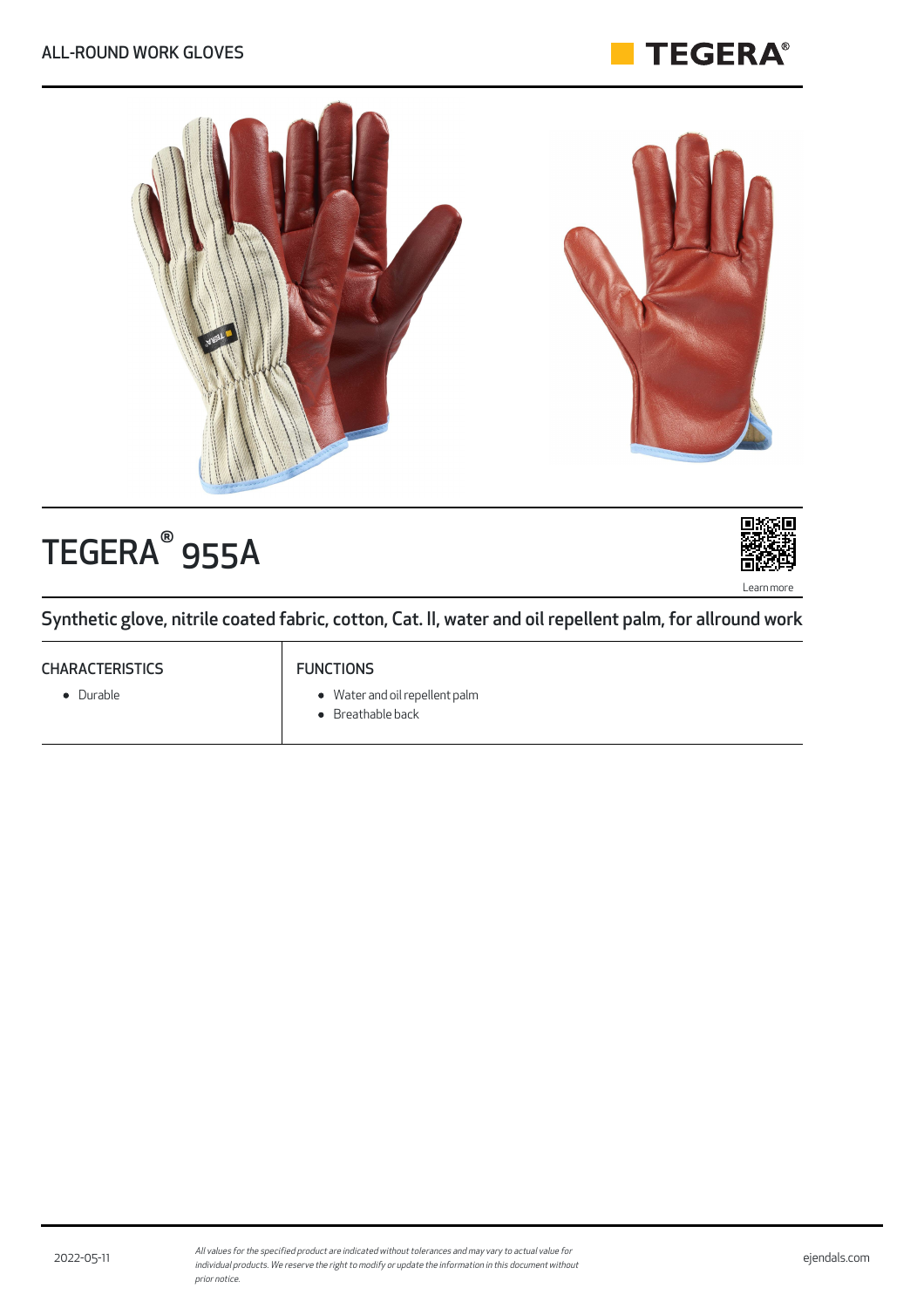ALL-ROUND WORK GLOVES

# TEGERA® 955A

Learn more

## Synthetic glove, nitrile coated fabric, cotton, Cat. II, water and oil repellent palm, for allround work

### CHARACTERISTICS

- Durable

### FUNCTIONS

- Water and oil repellent palm
- Breathable back

2022-05-11

*All values for the specified product are indicated without tolerances and may vary to actual value for individual products. We reserve the right to modify or update the information in this document without prior notice.*

ejendals.com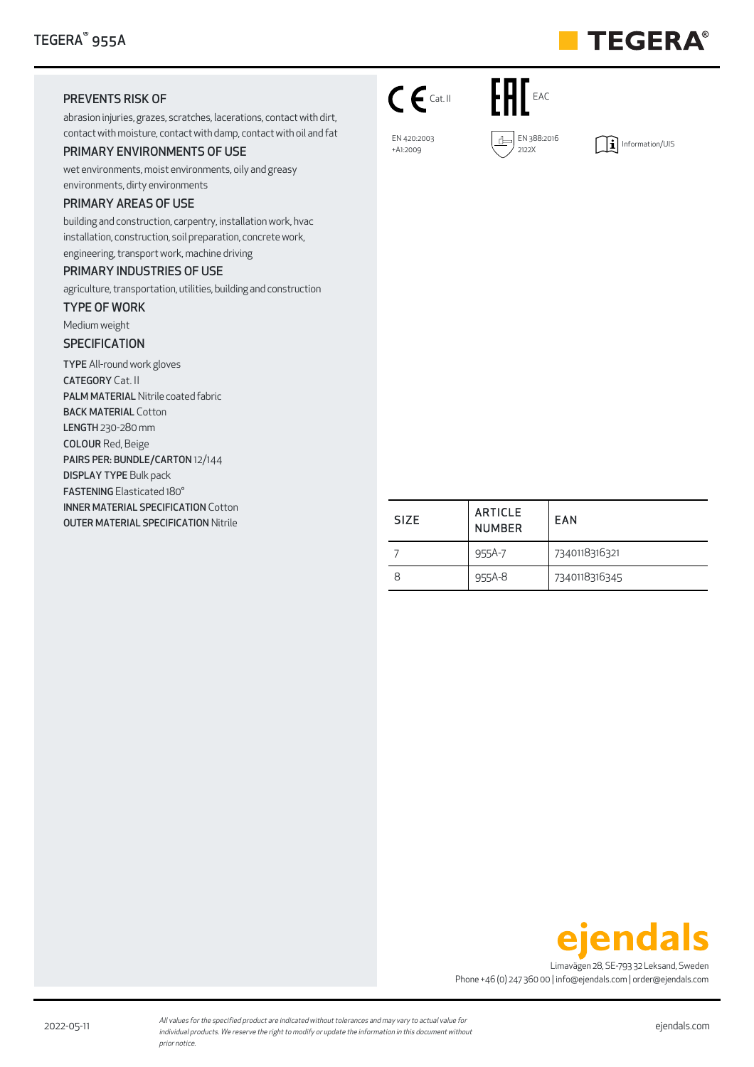## PREVENTS RISK OF

abrasion injuries, grazes, scratches, lacerations, contact with dirt, contact with moisture, contact with damp, contact with oil and fat

## PRIMARY ENVIRONMENTS OF USE

wet environments, moist environments, oily and greasy environments, dirty environments

## PRIMARY AREAS OF USE

building and construction, carpentry, installation work, hvac installation, construction, soil preparation, concrete work, engineering, transport work, machine driving

## PRIMARY INDUSTRIES OF USE

agriculture, transportation, utilities, building and construction

## TYPE OF WORK

Medium weight

## SPECIFICATION

**TYPE** All-round work gloves
**CATEGORY** Cat. II
**PALM MATERIAL** Nitrile coated fabric
**BACK MATERIAL** Cotton
**LENGTH** 230-280 mm
**COLOUR** Red, Beige
**PAIRS PER: BUNDLE/CARTON** 12/144
**DISPLAY TYPE** Bulk pack
**FASTENING** Elasticated 180°
**INNER MATERIAL SPECIFICATION** Cotton
**OUTER MATERIAL SPECIFICATION** Nitrile

CE Cat. II

EAC

EN 420:2003 +A1:2009

EN 388:2016 2122X

Information/UIS

| SIZE | ARTICLE NUMBER | EAN |
|---|---|---|
| 7 | 955A-7 | 7340118316321 |
| 8 | 955A-8 | 7340118316345 |

ejendals

Limavägen 28, SE-793 32 Leksand, Sweden
Phone +46 (0) 247 360 00 | info@ejendals.com | order@ejendals.com

2022-05-11

*All values for the specified product are indicated without tolerances and may vary to actual value for individual products. We reserve the right to modify or update the information in this document without prior notice.*

ejendals.com